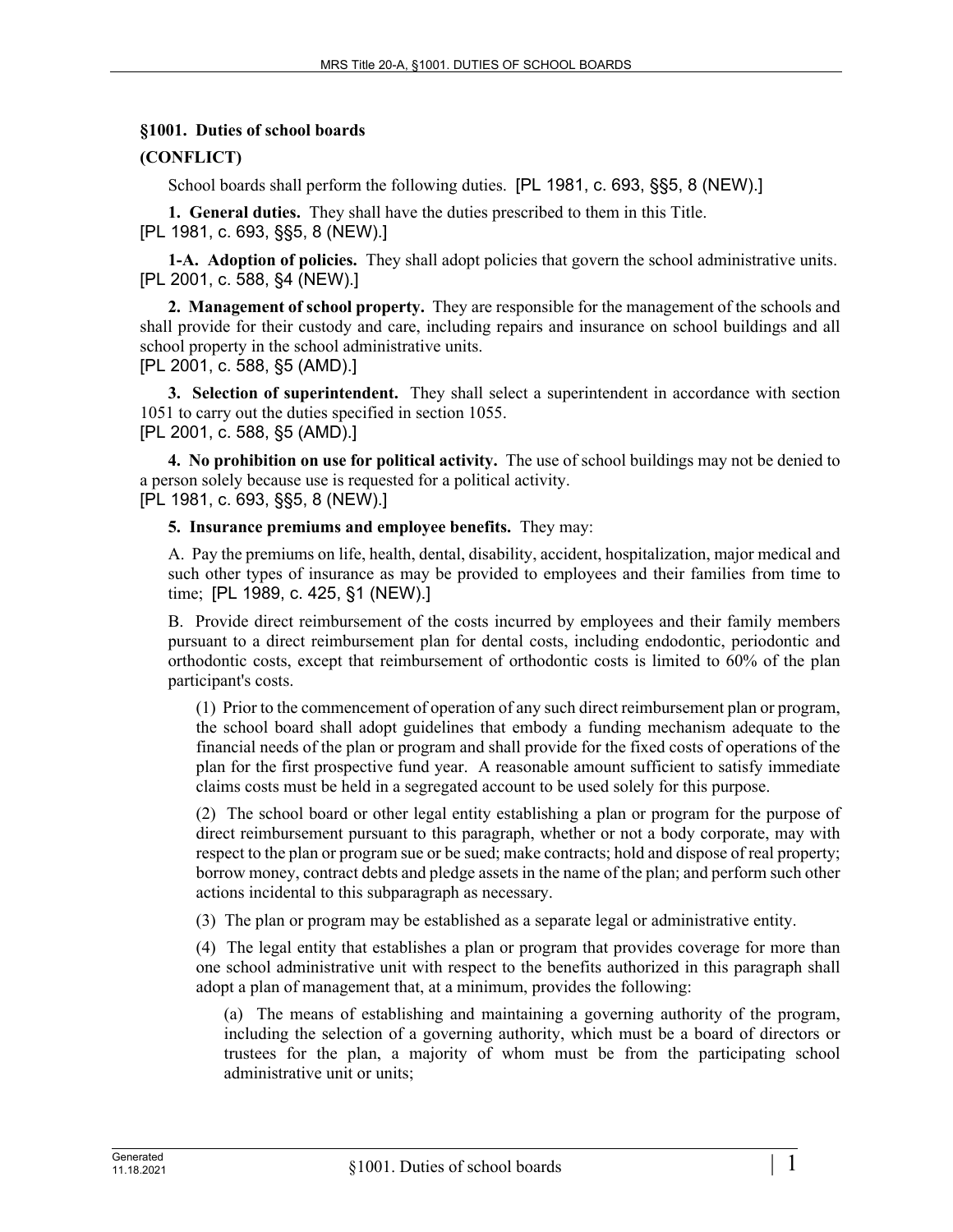## §1001. Duties of school boards

**(CONFLICT)**

School boards shall perform the following duties. [PL 1981, c. 693, §§5, 8 (NEW).]

**1. General duties.** They shall have the duties prescribed to them in this Title.
[PL 1981, c. 693, §§5, 8 (NEW).]

**1-A. Adoption of policies.** They shall adopt policies that govern the school administrative units.
[PL 2001, c. 588, §4 (NEW).]

**2. Management of school property.** They are responsible for the management of the schools and shall provide for their custody and care, including repairs and insurance on school buildings and all school property in the school administrative units.
[PL 2001, c. 588, §5 (AMD).]

**3. Selection of superintendent.** They shall select a superintendent in accordance with section 1051 to carry out the duties specified in section 1055.
[PL 2001, c. 588, §5 (AMD).]

**4. No prohibition on use for political activity.** The use of school buildings may not be denied to a person solely because use is requested for a political activity.
[PL 1981, c. 693, §§5, 8 (NEW).]

**5. Insurance premiums and employee benefits.** They may:

A. Pay the premiums on life, health, dental, disability, accident, hospitalization, major medical and such other types of insurance as may be provided to employees and their families from time to time; [PL 1989, c. 425, §1 (NEW).]

B. Provide direct reimbursement of the costs incurred by employees and their family members pursuant to a direct reimbursement plan for dental costs, including endodontic, periodontic and orthodontic costs, except that reimbursement of orthodontic costs is limited to 60% of the plan participant's costs.

(1) Prior to the commencement of operation of any such direct reimbursement plan or program, the school board shall adopt guidelines that embody a funding mechanism adequate to the financial needs of the plan or program and shall provide for the fixed costs of operations of the plan for the first prospective fund year. A reasonable amount sufficient to satisfy immediate claims costs must be held in a segregated account to be used solely for this purpose.

(2) The school board or other legal entity establishing a plan or program for the purpose of direct reimbursement pursuant to this paragraph, whether or not a body corporate, may with respect to the plan or program sue or be sued; make contracts; hold and dispose of real property; borrow money, contract debts and pledge assets in the name of the plan; and perform such other actions incidental to this subparagraph as necessary.

(3) The plan or program may be established as a separate legal or administrative entity.

(4) The legal entity that establishes a plan or program that provides coverage for more than one school administrative unit with respect to the benefits authorized in this paragraph shall adopt a plan of management that, at a minimum, provides the following:

(a) The means of establishing and maintaining a governing authority of the program, including the selection of a governing authority, which must be a board of directors or trustees for the plan, a majority of whom must be from the participating school administrative unit or units;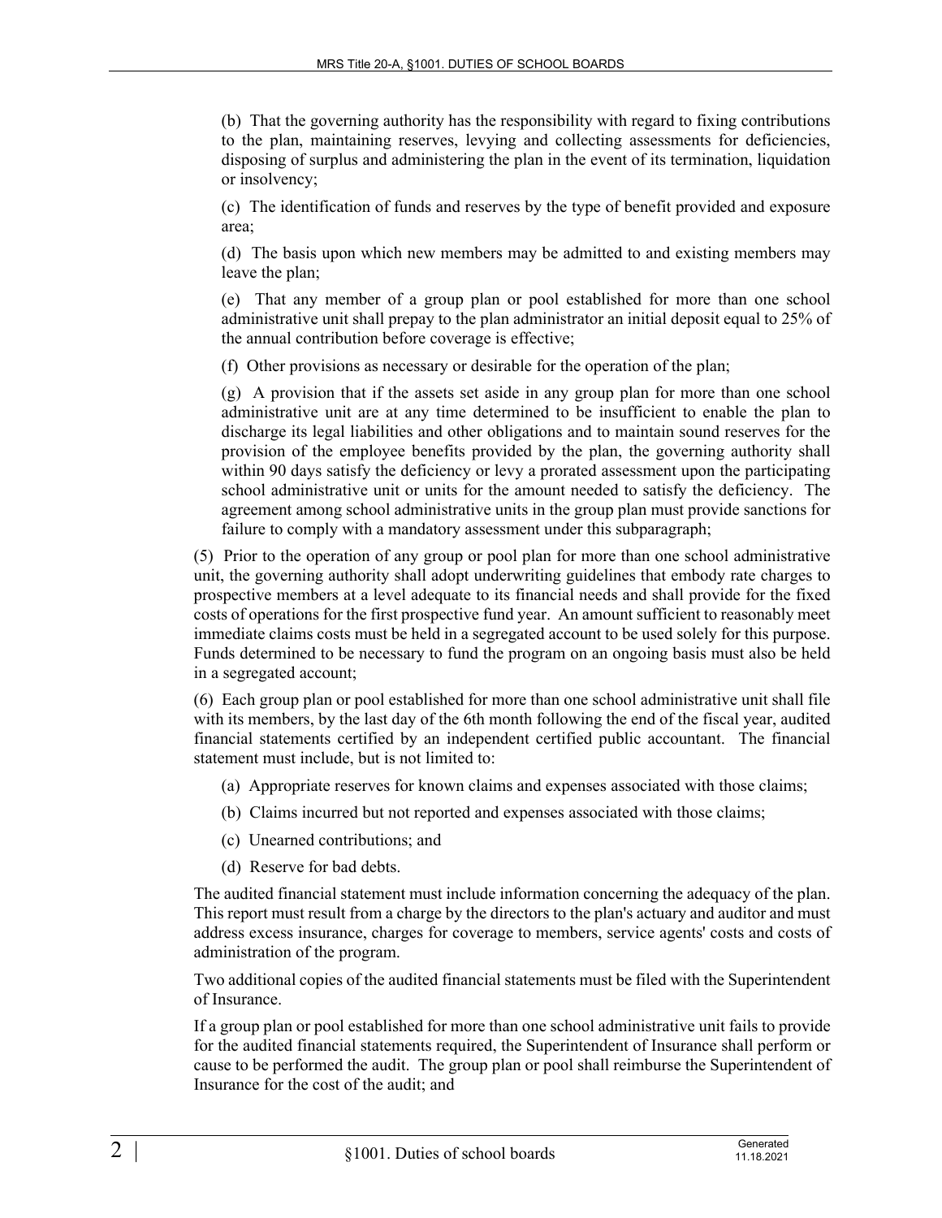(b) That the governing authority has the responsibility with regard to fixing contributions to the plan, maintaining reserves, levying and collecting assessments for deficiencies, disposing of surplus and administering the plan in the event of its termination, liquidation or insolvency;

(c) The identification of funds and reserves by the type of benefit provided and exposure area;

(d) The basis upon which new members may be admitted to and existing members may leave the plan;

(e) That any member of a group plan or pool established for more than one school administrative unit shall prepay to the plan administrator an initial deposit equal to 25% of the annual contribution before coverage is effective;

(f) Other provisions as necessary or desirable for the operation of the plan;

(g) A provision that if the assets set aside in any group plan for more than one school administrative unit are at any time determined to be insufficient to enable the plan to discharge its legal liabilities and other obligations and to maintain sound reserves for the provision of the employee benefits provided by the plan, the governing authority shall within 90 days satisfy the deficiency or levy a prorated assessment upon the participating school administrative unit or units for the amount needed to satisfy the deficiency. The agreement among school administrative units in the group plan must provide sanctions for failure to comply with a mandatory assessment under this subparagraph;

(5) Prior to the operation of any group or pool plan for more than one school administrative unit, the governing authority shall adopt underwriting guidelines that embody rate charges to prospective members at a level adequate to its financial needs and shall provide for the fixed costs of operations for the first prospective fund year. An amount sufficient to reasonably meet immediate claims costs must be held in a segregated account to be used solely for this purpose. Funds determined to be necessary to fund the program on an ongoing basis must also be held in a segregated account;

(6) Each group plan or pool established for more than one school administrative unit shall file with its members, by the last day of the 6th month following the end of the fiscal year, audited financial statements certified by an independent certified public accountant. The financial statement must include, but is not limited to:

(a) Appropriate reserves for known claims and expenses associated with those claims;

(b) Claims incurred but not reported and expenses associated with those claims;

(c) Unearned contributions; and

(d) Reserve for bad debts.

The audited financial statement must include information concerning the adequacy of the plan. This report must result from a charge by the directors to the plan's actuary and auditor and must address excess insurance, charges for coverage to members, service agents' costs and costs of administration of the program.

Two additional copies of the audited financial statements must be filed with the Superintendent of Insurance.

If a group plan or pool established for more than one school administrative unit fails to provide for the audited financial statements required, the Superintendent of Insurance shall perform or cause to be performed the audit. The group plan or pool shall reimburse the Superintendent of Insurance for the cost of the audit; and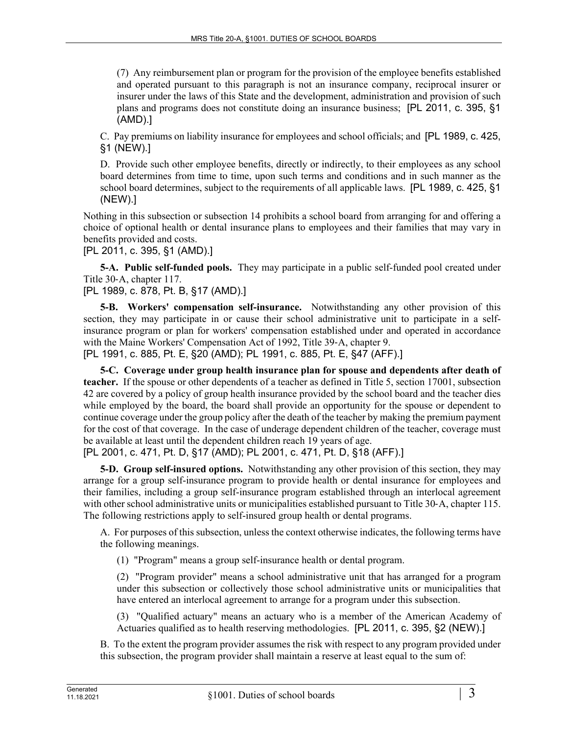(7) Any reimbursement plan or program for the provision of the employee benefits established and operated pursuant to this paragraph is not an insurance company, reciprocal insurer or insurer under the laws of this State and the development, administration and provision of such plans and programs does not constitute doing an insurance business; [PL 2011, c. 395, §1 (AMD).]

C. Pay premiums on liability insurance for employees and school officials; and [PL 1989, c. 425, §1 (NEW).]

D. Provide such other employee benefits, directly or indirectly, to their employees as any school board determines from time to time, upon such terms and conditions and in such manner as the school board determines, subject to the requirements of all applicable laws. [PL 1989, c. 425, §1 (NEW).]

Nothing in this subsection or subsection 14 prohibits a school board from arranging for and offering a choice of optional health or dental insurance plans to employees and their families that may vary in benefits provided and costs.

[PL 2011, c. 395, §1 (AMD).]

**5-A. Public self-funded pools.** They may participate in a public self-funded pool created under Title 30-A, chapter 117.

[PL 1989, c. 878, Pt. B, §17 (AMD).]

**5-B. Workers' compensation self-insurance.** Notwithstanding any other provision of this section, they may participate in or cause their school administrative unit to participate in a self-insurance program or plan for workers' compensation established under and operated in accordance with the Maine Workers' Compensation Act of 1992, Title 39-A, chapter 9.

[PL 1991, c. 885, Pt. E, §20 (AMD); PL 1991, c. 885, Pt. E, §47 (AFF).]

**5-C. Coverage under group health insurance plan for spouse and dependents after death of teacher.** If the spouse or other dependents of a teacher as defined in Title 5, section 17001, subsection 42 are covered by a policy of group health insurance provided by the school board and the teacher dies while employed by the board, the board shall provide an opportunity for the spouse or dependent to continue coverage under the group policy after the death of the teacher by making the premium payment for the cost of that coverage. In the case of underage dependent children of the teacher, coverage must be available at least until the dependent children reach 19 years of age.

[PL 2001, c. 471, Pt. D, §17 (AMD); PL 2001, c. 471, Pt. D, §18 (AFF).]

**5-D. Group self-insured options.** Notwithstanding any other provision of this section, they may arrange for a group self-insurance program to provide health or dental insurance for employees and their families, including a group self-insurance program established through an interlocal agreement with other school administrative units or municipalities established pursuant to Title 30-A, chapter 115. The following restrictions apply to self-insured group health or dental programs.

A. For purposes of this subsection, unless the context otherwise indicates, the following terms have the following meanings.

(1) "Program" means a group self-insurance health or dental program.

(2) "Program provider" means a school administrative unit that has arranged for a program under this subsection or collectively those school administrative units or municipalities that have entered an interlocal agreement to arrange for a program under this subsection.

(3) "Qualified actuary" means an actuary who is a member of the American Academy of Actuaries qualified as to health reserving methodologies. [PL 2011, c. 395, §2 (NEW).]

B. To the extent the program provider assumes the risk with respect to any program provided under this subsection, the program provider shall maintain a reserve at least equal to the sum of: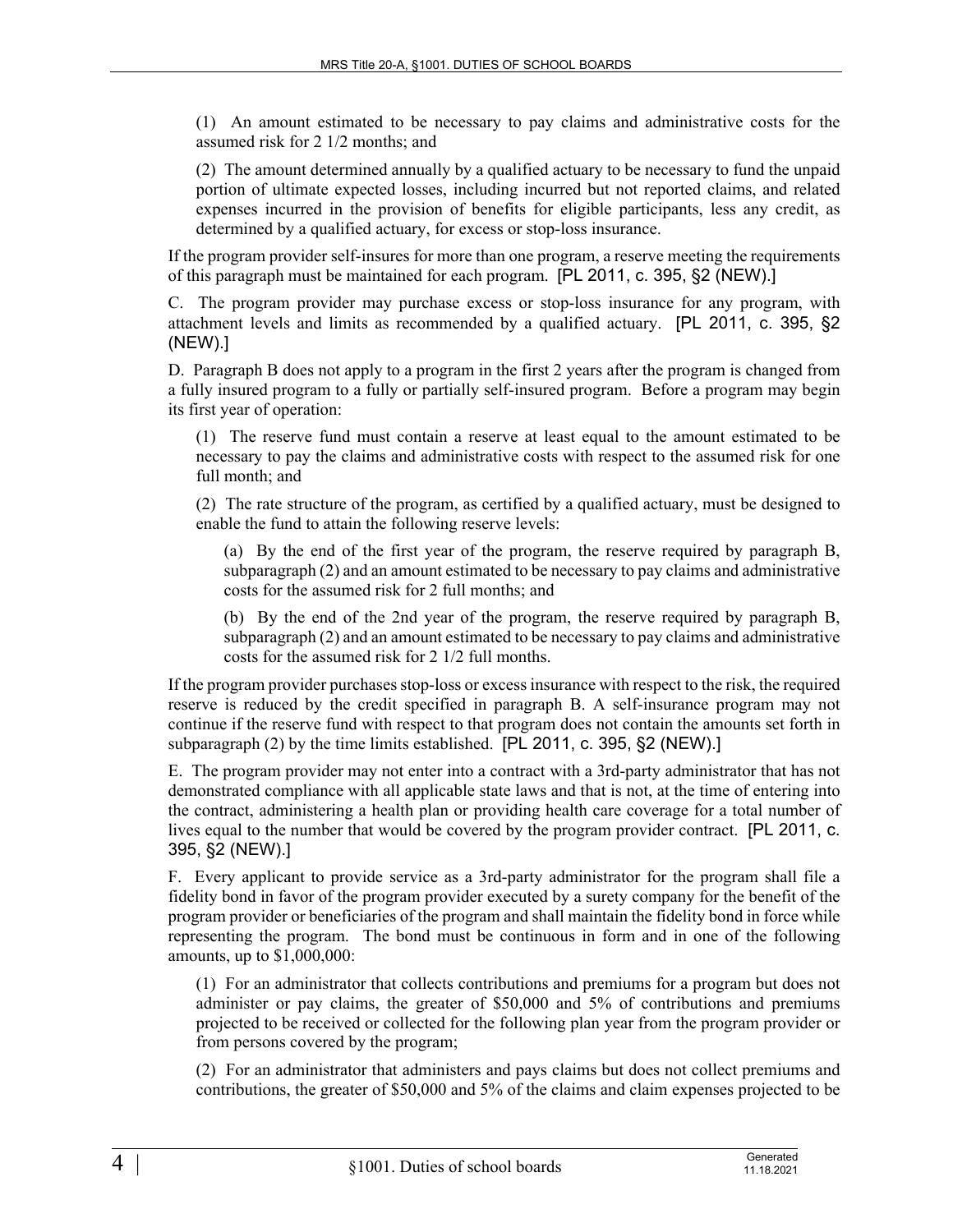(1) An amount estimated to be necessary to pay claims and administrative costs for the assumed risk for 2 1/2 months; and

(2) The amount determined annually by a qualified actuary to be necessary to fund the unpaid portion of ultimate expected losses, including incurred but not reported claims, and related expenses incurred in the provision of benefits for eligible participants, less any credit, as determined by a qualified actuary, for excess or stop-loss insurance.

If the program provider self-insures for more than one program, a reserve meeting the requirements of this paragraph must be maintained for each program. [PL 2011, c. 395, §2 (NEW).]

C. The program provider may purchase excess or stop-loss insurance for any program, with attachment levels and limits as recommended by a qualified actuary. [PL 2011, c. 395, §2 (NEW).]

D. Paragraph B does not apply to a program in the first 2 years after the program is changed from a fully insured program to a fully or partially self-insured program. Before a program may begin its first year of operation:

(1) The reserve fund must contain a reserve at least equal to the amount estimated to be necessary to pay the claims and administrative costs with respect to the assumed risk for one full month; and

(2) The rate structure of the program, as certified by a qualified actuary, must be designed to enable the fund to attain the following reserve levels:

(a) By the end of the first year of the program, the reserve required by paragraph B, subparagraph (2) and an amount estimated to be necessary to pay claims and administrative costs for the assumed risk for 2 full months; and

(b) By the end of the 2nd year of the program, the reserve required by paragraph B, subparagraph (2) and an amount estimated to be necessary to pay claims and administrative costs for the assumed risk for 2 1/2 full months.

If the program provider purchases stop-loss or excess insurance with respect to the risk, the required reserve is reduced by the credit specified in paragraph B. A self-insurance program may not continue if the reserve fund with respect to that program does not contain the amounts set forth in subparagraph (2) by the time limits established. [PL 2011, c. 395, §2 (NEW).]

E. The program provider may not enter into a contract with a 3rd-party administrator that has not demonstrated compliance with all applicable state laws and that is not, at the time of entering into the contract, administering a health plan or providing health care coverage for a total number of lives equal to the number that would be covered by the program provider contract. [PL 2011, c. 395, §2 (NEW).]

F. Every applicant to provide service as a 3rd-party administrator for the program shall file a fidelity bond in favor of the program provider executed by a surety company for the benefit of the program provider or beneficiaries of the program and shall maintain the fidelity bond in force while representing the program. The bond must be continuous in form and in one of the following amounts, up to $1,000,000:

(1) For an administrator that collects contributions and premiums for a program but does not administer or pay claims, the greater of $50,000 and 5% of contributions and premiums projected to be received or collected for the following plan year from the program provider or from persons covered by the program;

(2) For an administrator that administers and pays claims but does not collect premiums and contributions, the greater of $50,000 and 5% of the claims and claim expenses projected to be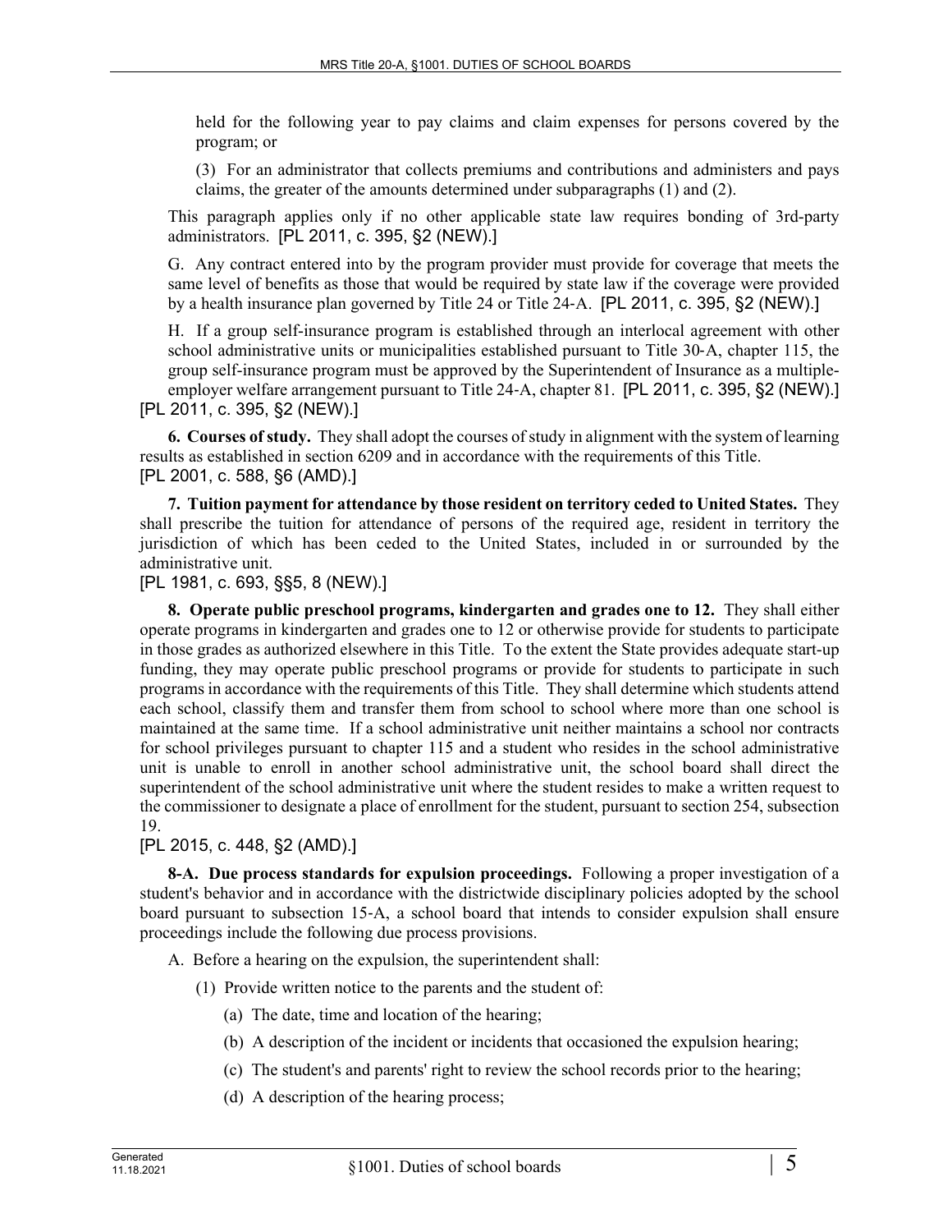held for the following year to pay claims and claim expenses for persons covered by the program; or

(3) For an administrator that collects premiums and contributions and administers and pays claims, the greater of the amounts determined under subparagraphs (1) and (2).

This paragraph applies only if no other applicable state law requires bonding of 3rd-party administrators. [PL 2011, c. 395, §2 (NEW).]

G. Any contract entered into by the program provider must provide for coverage that meets the same level of benefits as those that would be required by state law if the coverage were provided by a health insurance plan governed by Title 24 or Title 24-A. [PL 2011, c. 395, §2 (NEW).]

H. If a group self-insurance program is established through an interlocal agreement with other school administrative units or municipalities established pursuant to Title 30-A, chapter 115, the group self-insurance program must be approved by the Superintendent of Insurance as a multiple-employer welfare arrangement pursuant to Title 24-A, chapter 81. [PL 2011, c. 395, §2 (NEW).]

[PL 2011, c. 395, §2 (NEW).]

**6. Courses of study.** They shall adopt the courses of study in alignment with the system of learning results as established in section 6209 and in accordance with the requirements of this Title.
[PL 2001, c. 588, §6 (AMD).]

**7. Tuition payment for attendance by those resident on territory ceded to United States.** They shall prescribe the tuition for attendance of persons of the required age, resident in territory the jurisdiction of which has been ceded to the United States, included in or surrounded by the administrative unit.
[PL 1981, c. 693, §§5, 8 (NEW).]

**8. Operate public preschool programs, kindergarten and grades one to 12.** They shall either operate programs in kindergarten and grades one to 12 or otherwise provide for students to participate in those grades as authorized elsewhere in this Title. To the extent the State provides adequate start-up funding, they may operate public preschool programs or provide for students to participate in such programs in accordance with the requirements of this Title. They shall determine which students attend each school, classify them and transfer them from school to school where more than one school is maintained at the same time. If a school administrative unit neither maintains a school nor contracts for school privileges pursuant to chapter 115 and a student who resides in the school administrative unit is unable to enroll in another school administrative unit, the school board shall direct the superintendent of the school administrative unit where the student resides to make a written request to the commissioner to designate a place of enrollment for the student, pursuant to section 254, subsection 19.
[PL 2015, c. 448, §2 (AMD).]

**8-A. Due process standards for expulsion proceedings.** Following a proper investigation of a student's behavior and in accordance with the districtwide disciplinary policies adopted by the school board pursuant to subsection 15-A, a school board that intends to consider expulsion shall ensure proceedings include the following due process provisions.

A. Before a hearing on the expulsion, the superintendent shall:

(1) Provide written notice to the parents and the student of:

(a) The date, time and location of the hearing;

(b) A description of the incident or incidents that occasioned the expulsion hearing;

(c) The student's and parents' right to review the school records prior to the hearing;

(d) A description of the hearing process;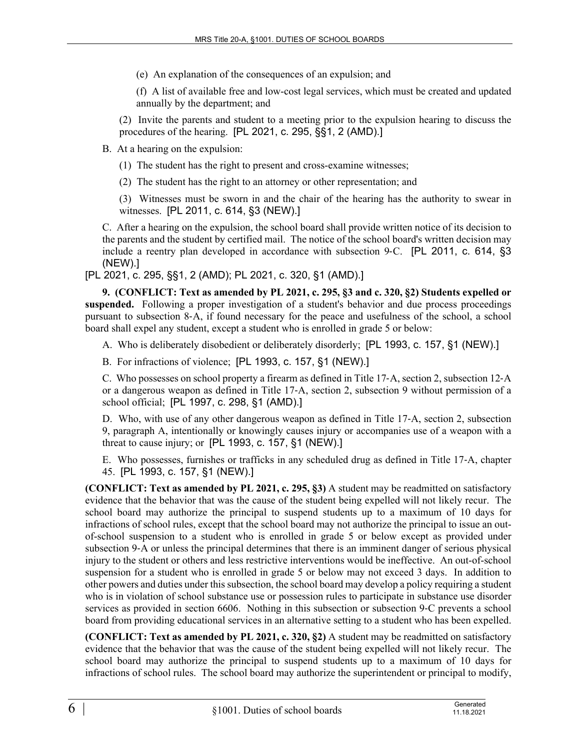(e) An explanation of the consequences of an expulsion; and

(f) A list of available free and low-cost legal services, which must be created and updated annually by the department; and

(2) Invite the parents and student to a meeting prior to the expulsion hearing to discuss the procedures of the hearing. [PL 2021, c. 295, §§1, 2 (AMD).]

B. At a hearing on the expulsion:

(1) The student has the right to present and cross-examine witnesses;

(2) The student has the right to an attorney or other representation; and

(3) Witnesses must be sworn in and the chair of the hearing has the authority to swear in witnesses. [PL 2011, c. 614, §3 (NEW).]

C. After a hearing on the expulsion, the school board shall provide written notice of its decision to the parents and the student by certified mail. The notice of the school board's written decision may include a reentry plan developed in accordance with subsection 9-C. [PL 2011, c. 614, §3 (NEW).]

[PL 2021, c. 295, §§1, 2 (AMD); PL 2021, c. 320, §1 (AMD).]

**9. (CONFLICT: Text as amended by PL 2021, c. 295, §3 and c. 320, §2) Students expelled or suspended.** Following a proper investigation of a student's behavior and due process proceedings pursuant to subsection 8-A, if found necessary for the peace and usefulness of the school, a school board shall expel any student, except a student who is enrolled in grade 5 or below:

A. Who is deliberately disobedient or deliberately disorderly; [PL 1993, c. 157, §1 (NEW).]

B. For infractions of violence; [PL 1993, c. 157, §1 (NEW).]

C. Who possesses on school property a firearm as defined in Title 17-A, section 2, subsection 12-A or a dangerous weapon as defined in Title 17-A, section 2, subsection 9 without permission of a school official; [PL 1997, c. 298, §1 (AMD).]

D. Who, with use of any other dangerous weapon as defined in Title 17-A, section 2, subsection 9, paragraph A, intentionally or knowingly causes injury or accompanies use of a weapon with a threat to cause injury; or [PL 1993, c. 157, §1 (NEW).]

E. Who possesses, furnishes or trafficks in any scheduled drug as defined in Title 17-A, chapter 45. [PL 1993, c. 157, §1 (NEW).]

**(CONFLICT: Text as amended by PL 2021, c. 295, §3)** A student may be readmitted on satisfactory evidence that the behavior that was the cause of the student being expelled will not likely recur. The school board may authorize the principal to suspend students up to a maximum of 10 days for infractions of school rules, except that the school board may not authorize the principal to issue an out-of-school suspension to a student who is enrolled in grade 5 or below except as provided under subsection 9-A or unless the principal determines that there is an imminent danger of serious physical injury to the student or others and less restrictive interventions would be ineffective. An out-of-school suspension for a student who is enrolled in grade 5 or below may not exceed 3 days. In addition to other powers and duties under this subsection, the school board may develop a policy requiring a student who is in violation of school substance use or possession rules to participate in substance use disorder services as provided in section 6606. Nothing in this subsection or subsection 9-C prevents a school board from providing educational services in an alternative setting to a student who has been expelled.

**(CONFLICT: Text as amended by PL 2021, c. 320, §2)** A student may be readmitted on satisfactory evidence that the behavior that was the cause of the student being expelled will not likely recur. The school board may authorize the principal to suspend students up to a maximum of 10 days for infractions of school rules. The school board may authorize the superintendent or principal to modify,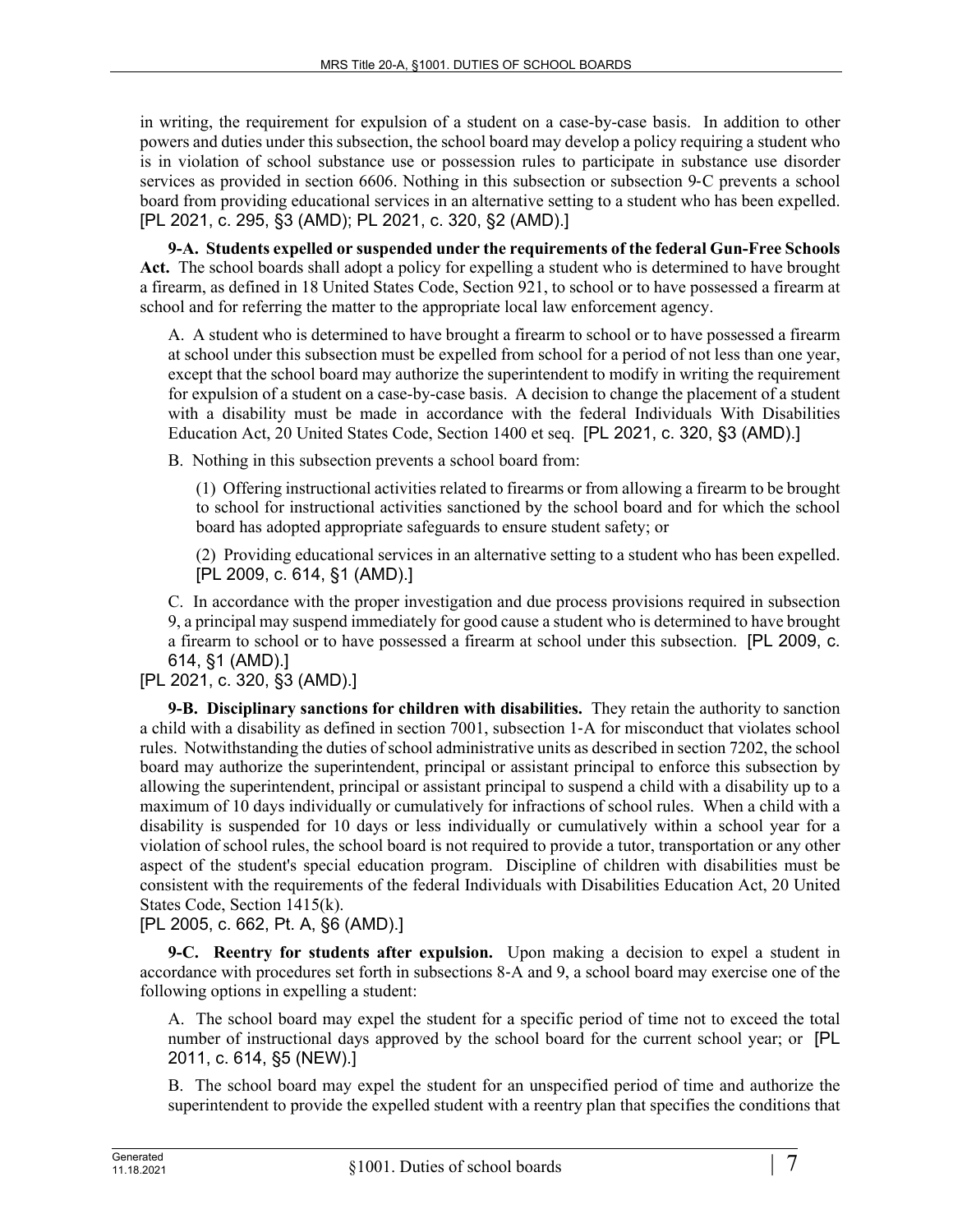in writing, the requirement for expulsion of a student on a case-by-case basis. In addition to other powers and duties under this subsection, the school board may develop a policy requiring a student who is in violation of school substance use or possession rules to participate in substance use disorder services as provided in section 6606. Nothing in this subsection or subsection 9-C prevents a school board from providing educational services in an alternative setting to a student who has been expelled. [PL 2021, c. 295, §3 (AMD); PL 2021, c. 320, §2 (AMD).]

**9-A. Students expelled or suspended under the requirements of the federal Gun-Free Schools Act.** The school boards shall adopt a policy for expelling a student who is determined to have brought a firearm, as defined in 18 United States Code, Section 921, to school or to have possessed a firearm at school and for referring the matter to the appropriate local law enforcement agency.

A. A student who is determined to have brought a firearm to school or to have possessed a firearm at school under this subsection must be expelled from school for a period of not less than one year, except that the school board may authorize the superintendent to modify in writing the requirement for expulsion of a student on a case-by-case basis. A decision to change the placement of a student with a disability must be made in accordance with the federal Individuals With Disabilities Education Act, 20 United States Code, Section 1400 et seq. [PL 2021, c. 320, §3 (AMD).]

B. Nothing in this subsection prevents a school board from:

(1) Offering instructional activities related to firearms or from allowing a firearm to be brought to school for instructional activities sanctioned by the school board and for which the school board has adopted appropriate safeguards to ensure student safety; or

(2) Providing educational services in an alternative setting to a student who has been expelled. [PL 2009, c. 614, §1 (AMD).]

C. In accordance with the proper investigation and due process provisions required in subsection 9, a principal may suspend immediately for good cause a student who is determined to have brought a firearm to school or to have possessed a firearm at school under this subsection. [PL 2009, c. 614, §1 (AMD).]

[PL 2021, c. 320, §3 (AMD).]

**9-B. Disciplinary sanctions for children with disabilities.** They retain the authority to sanction a child with a disability as defined in section 7001, subsection 1-A for misconduct that violates school rules. Notwithstanding the duties of school administrative units as described in section 7202, the school board may authorize the superintendent, principal or assistant principal to enforce this subsection by allowing the superintendent, principal or assistant principal to suspend a child with a disability up to a maximum of 10 days individually or cumulatively for infractions of school rules. When a child with a disability is suspended for 10 days or less individually or cumulatively within a school year for a violation of school rules, the school board is not required to provide a tutor, transportation or any other aspect of the student's special education program. Discipline of children with disabilities must be consistent with the requirements of the federal Individuals with Disabilities Education Act, 20 United States Code, Section 1415(k).

[PL 2005, c. 662, Pt. A, §6 (AMD).]

**9-C. Reentry for students after expulsion.** Upon making a decision to expel a student in accordance with procedures set forth in subsections 8-A and 9, a school board may exercise one of the following options in expelling a student:

A. The school board may expel the student for a specific period of time not to exceed the total number of instructional days approved by the school board for the current school year; or [PL 2011, c. 614, §5 (NEW).]

B. The school board may expel the student for an unspecified period of time and authorize the superintendent to provide the expelled student with a reentry plan that specifies the conditions that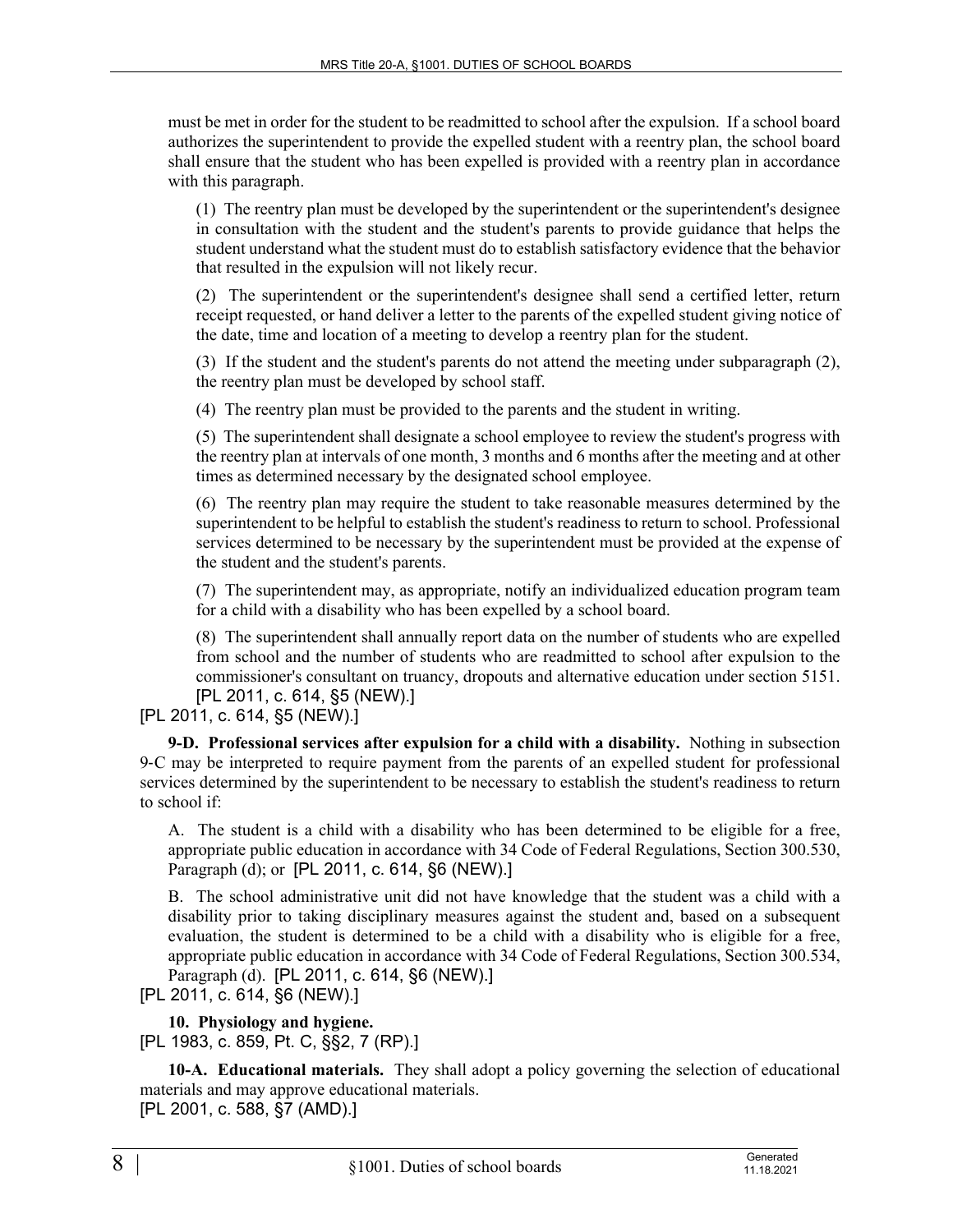must be met in order for the student to be readmitted to school after the expulsion. If a school board authorizes the superintendent to provide the expelled student with a reentry plan, the school board shall ensure that the student who has been expelled is provided with a reentry plan in accordance with this paragraph.

(1) The reentry plan must be developed by the superintendent or the superintendent's designee in consultation with the student and the student's parents to provide guidance that helps the student understand what the student must do to establish satisfactory evidence that the behavior that resulted in the expulsion will not likely recur.

(2) The superintendent or the superintendent's designee shall send a certified letter, return receipt requested, or hand deliver a letter to the parents of the expelled student giving notice of the date, time and location of a meeting to develop a reentry plan for the student.

(3) If the student and the student's parents do not attend the meeting under subparagraph (2), the reentry plan must be developed by school staff.

(4) The reentry plan must be provided to the parents and the student in writing.

(5) The superintendent shall designate a school employee to review the student's progress with the reentry plan at intervals of one month, 3 months and 6 months after the meeting and at other times as determined necessary by the designated school employee.

(6) The reentry plan may require the student to take reasonable measures determined by the superintendent to be helpful to establish the student's readiness to return to school. Professional services determined to be necessary by the superintendent must be provided at the expense of the student and the student's parents.

(7) The superintendent may, as appropriate, notify an individualized education program team for a child with a disability who has been expelled by a school board.

(8) The superintendent shall annually report data on the number of students who are expelled from school and the number of students who are readmitted to school after expulsion to the commissioner's consultant on truancy, dropouts and alternative education under section 5151. [PL 2011, c. 614, §5 (NEW).]

[PL 2011, c. 614, §5 (NEW).]

**9-D. Professional services after expulsion for a child with a disability.** Nothing in subsection 9-C may be interpreted to require payment from the parents of an expelled student for professional services determined by the superintendent to be necessary to establish the student's readiness to return to school if:

A. The student is a child with a disability who has been determined to be eligible for a free, appropriate public education in accordance with 34 Code of Federal Regulations, Section 300.530, Paragraph (d); or [PL 2011, c. 614, §6 (NEW).]

B. The school administrative unit did not have knowledge that the student was a child with a disability prior to taking disciplinary measures against the student and, based on a subsequent evaluation, the student is determined to be a child with a disability who is eligible for a free, appropriate public education in accordance with 34 Code of Federal Regulations, Section 300.534, Paragraph (d). [PL 2011, c. 614, §6 (NEW).]

[PL 2011, c. 614, §6 (NEW).]

**10. Physiology and hygiene.**
[PL 1983, c. 859, Pt. C, §§2, 7 (RP).]

**10-A. Educational materials.** They shall adopt a policy governing the selection of educational materials and may approve educational materials.
[PL 2001, c. 588, §7 (AMD).]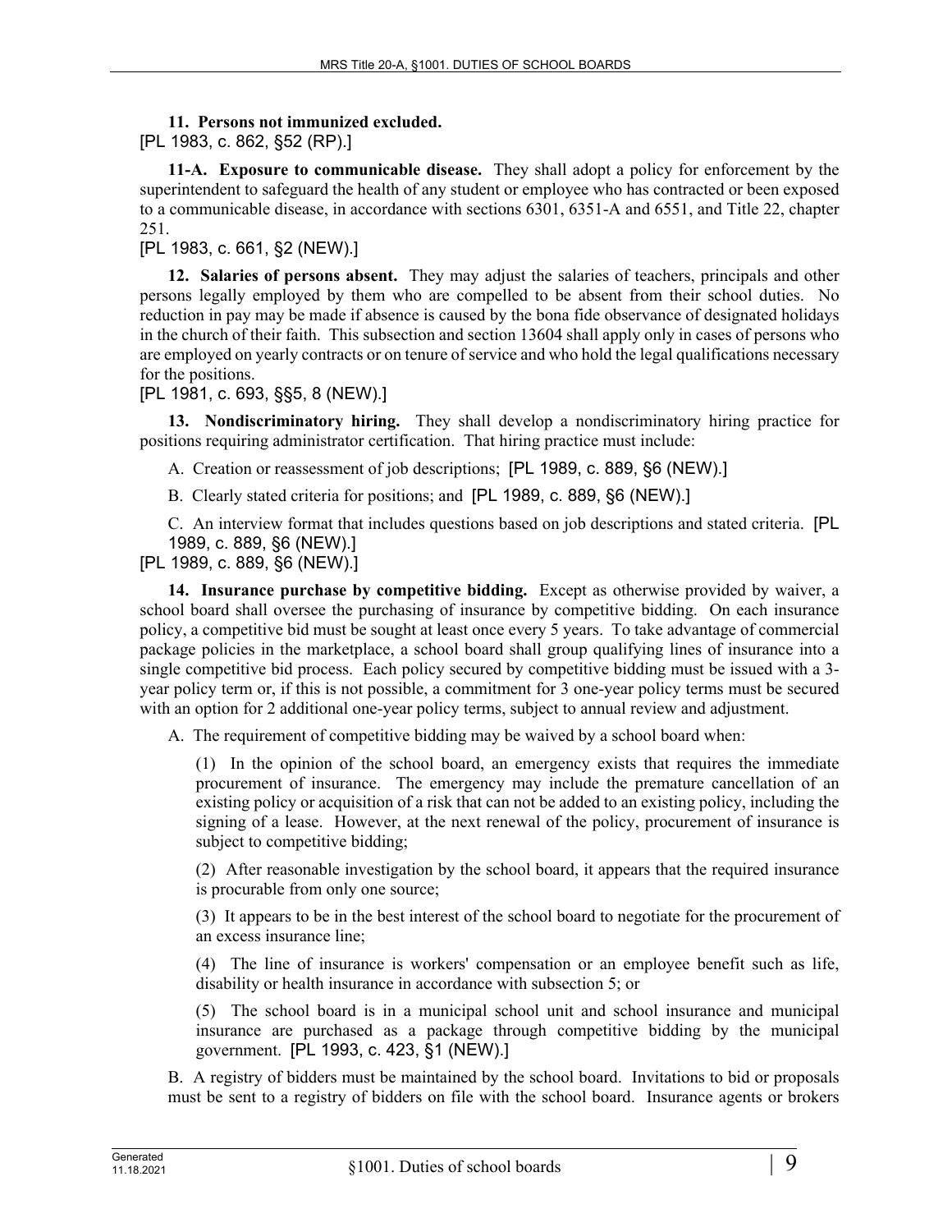**11. Persons not immunized excluded.**

[PL 1983, c. 862, §52 (RP).]

**11-A. Exposure to communicable disease.** They shall adopt a policy for enforcement by the superintendent to safeguard the health of any student or employee who has contracted or been exposed to a communicable disease, in accordance with sections 6301, 6351-A and 6551, and Title 22, chapter 251.

[PL 1983, c. 661, §2 (NEW).]

**12. Salaries of persons absent.** They may adjust the salaries of teachers, principals and other persons legally employed by them who are compelled to be absent from their school duties. No reduction in pay may be made if absence is caused by the bona fide observance of designated holidays in the church of their faith. This subsection and section 13604 shall apply only in cases of persons who are employed on yearly contracts or on tenure of service and who hold the legal qualifications necessary for the positions.

[PL 1981, c. 693, §§5, 8 (NEW).]

**13. Nondiscriminatory hiring.** They shall develop a nondiscriminatory hiring practice for positions requiring administrator certification. That hiring practice must include:

A. Creation or reassessment of job descriptions; [PL 1989, c. 889, §6 (NEW).]

B. Clearly stated criteria for positions; and [PL 1989, c. 889, §6 (NEW).]

C. An interview format that includes questions based on job descriptions and stated criteria. [PL 1989, c. 889, §6 (NEW).]

[PL 1989, c. 889, §6 (NEW).]

**14. Insurance purchase by competitive bidding.** Except as otherwise provided by waiver, a school board shall oversee the purchasing of insurance by competitive bidding. On each insurance policy, a competitive bid must be sought at least once every 5 years. To take advantage of commercial package policies in the marketplace, a school board shall group qualifying lines of insurance into a single competitive bid process. Each policy secured by competitive bidding must be issued with a 3-year policy term or, if this is not possible, a commitment for 3 one-year policy terms must be secured with an option for 2 additional one-year policy terms, subject to annual review and adjustment.

A. The requirement of competitive bidding may be waived by a school board when:

(1) In the opinion of the school board, an emergency exists that requires the immediate procurement of insurance. The emergency may include the premature cancellation of an existing policy or acquisition of a risk that can not be added to an existing policy, including the signing of a lease. However, at the next renewal of the policy, procurement of insurance is subject to competitive bidding;

(2) After reasonable investigation by the school board, it appears that the required insurance is procurable from only one source;

(3) It appears to be in the best interest of the school board to negotiate for the procurement of an excess insurance line;

(4) The line of insurance is workers' compensation or an employee benefit such as life, disability or health insurance in accordance with subsection 5; or

(5) The school board is in a municipal school unit and school insurance and municipal insurance are purchased as a package through competitive bidding by the municipal government. [PL 1993, c. 423, §1 (NEW).]

B. A registry of bidders must be maintained by the school board. Invitations to bid or proposals must be sent to a registry of bidders on file with the school board. Insurance agents or brokers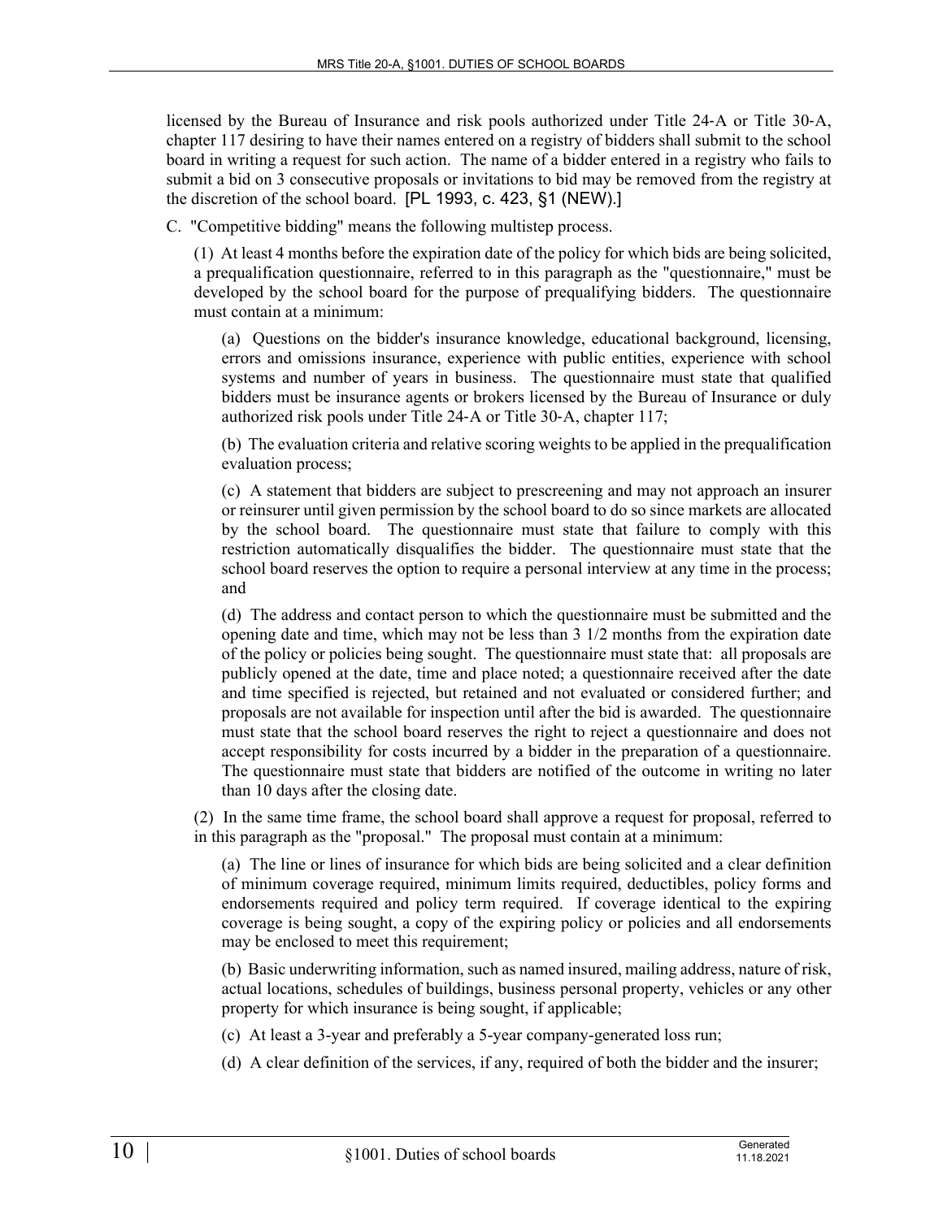licensed by the Bureau of Insurance and risk pools authorized under Title 24‑A or Title 30‑A, chapter 117 desiring to have their names entered on a registry of bidders shall submit to the school board in writing a request for such action. The name of a bidder entered in a registry who fails to submit a bid on 3 consecutive proposals or invitations to bid may be removed from the registry at the discretion of the school board. [PL 1993, c. 423, §1 (NEW).]

C. "Competitive bidding" means the following multistep process.

(1) At least 4 months before the expiration date of the policy for which bids are being solicited, a prequalification questionnaire, referred to in this paragraph as the "questionnaire," must be developed by the school board for the purpose of prequalifying bidders. The questionnaire must contain at a minimum:

(a) Questions on the bidder's insurance knowledge, educational background, licensing, errors and omissions insurance, experience with public entities, experience with school systems and number of years in business. The questionnaire must state that qualified bidders must be insurance agents or brokers licensed by the Bureau of Insurance or duly authorized risk pools under Title 24‑A or Title 30‑A, chapter 117;

(b) The evaluation criteria and relative scoring weights to be applied in the prequalification evaluation process;

(c) A statement that bidders are subject to prescreening and may not approach an insurer or reinsurer until given permission by the school board to do so since markets are allocated by the school board. The questionnaire must state that failure to comply with this restriction automatically disqualifies the bidder. The questionnaire must state that the school board reserves the option to require a personal interview at any time in the process; and

(d) The address and contact person to which the questionnaire must be submitted and the opening date and time, which may not be less than 3 1/2 months from the expiration date of the policy or policies being sought. The questionnaire must state that: all proposals are publicly opened at the date, time and place noted; a questionnaire received after the date and time specified is rejected, but retained and not evaluated or considered further; and proposals are not available for inspection until after the bid is awarded. The questionnaire must state that the school board reserves the right to reject a questionnaire and does not accept responsibility for costs incurred by a bidder in the preparation of a questionnaire. The questionnaire must state that bidders are notified of the outcome in writing no later than 10 days after the closing date.

(2) In the same time frame, the school board shall approve a request for proposal, referred to in this paragraph as the "proposal." The proposal must contain at a minimum:

(a) The line or lines of insurance for which bids are being solicited and a clear definition of minimum coverage required, minimum limits required, deductibles, policy forms and endorsements required and policy term required. If coverage identical to the expiring coverage is being sought, a copy of the expiring policy or policies and all endorsements may be enclosed to meet this requirement;

(b) Basic underwriting information, such as named insured, mailing address, nature of risk, actual locations, schedules of buildings, business personal property, vehicles or any other property for which insurance is being sought, if applicable;

(c) At least a 3-year and preferably a 5-year company-generated loss run;

(d) A clear definition of the services, if any, required of both the bidder and the insurer;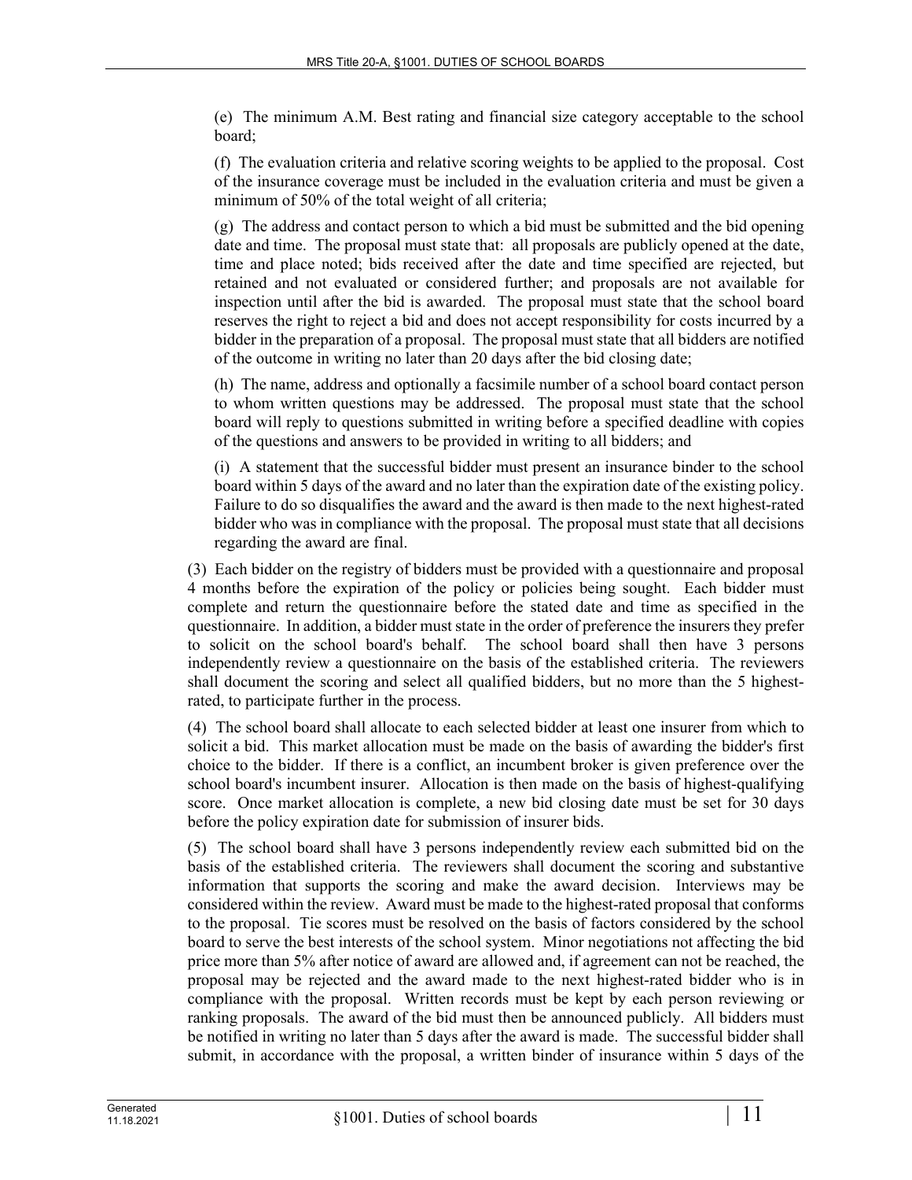(e) The minimum A.M. Best rating and financial size category acceptable to the school board;

(f) The evaluation criteria and relative scoring weights to be applied to the proposal. Cost of the insurance coverage must be included in the evaluation criteria and must be given a minimum of 50% of the total weight of all criteria;

(g) The address and contact person to which a bid must be submitted and the bid opening date and time. The proposal must state that: all proposals are publicly opened at the date, time and place noted; bids received after the date and time specified are rejected, but retained and not evaluated or considered further; and proposals are not available for inspection until after the bid is awarded. The proposal must state that the school board reserves the right to reject a bid and does not accept responsibility for costs incurred by a bidder in the preparation of a proposal. The proposal must state that all bidders are notified of the outcome in writing no later than 20 days after the bid closing date;

(h) The name, address and optionally a facsimile number of a school board contact person to whom written questions may be addressed. The proposal must state that the school board will reply to questions submitted in writing before a specified deadline with copies of the questions and answers to be provided in writing to all bidders; and

(i) A statement that the successful bidder must present an insurance binder to the school board within 5 days of the award and no later than the expiration date of the existing policy. Failure to do so disqualifies the award and the award is then made to the next highest-rated bidder who was in compliance with the proposal. The proposal must state that all decisions regarding the award are final.

(3) Each bidder on the registry of bidders must be provided with a questionnaire and proposal 4 months before the expiration of the policy or policies being sought. Each bidder must complete and return the questionnaire before the stated date and time as specified in the questionnaire. In addition, a bidder must state in the order of preference the insurers they prefer to solicit on the school board's behalf. The school board shall then have 3 persons independently review a questionnaire on the basis of the established criteria. The reviewers shall document the scoring and select all qualified bidders, but no more than the 5 highest-rated, to participate further in the process.

(4) The school board shall allocate to each selected bidder at least one insurer from which to solicit a bid. This market allocation must be made on the basis of awarding the bidder's first choice to the bidder. If there is a conflict, an incumbent broker is given preference over the school board's incumbent insurer. Allocation is then made on the basis of highest-qualifying score. Once market allocation is complete, a new bid closing date must be set for 30 days before the policy expiration date for submission of insurer bids.

(5) The school board shall have 3 persons independently review each submitted bid on the basis of the established criteria. The reviewers shall document the scoring and substantive information that supports the scoring and make the award decision. Interviews may be considered within the review. Award must be made to the highest-rated proposal that conforms to the proposal. Tie scores must be resolved on the basis of factors considered by the school board to serve the best interests of the school system. Minor negotiations not affecting the bid price more than 5% after notice of award are allowed and, if agreement can not be reached, the proposal may be rejected and the award made to the next highest-rated bidder who is in compliance with the proposal. Written records must be kept by each person reviewing or ranking proposals. The award of the bid must then be announced publicly. All bidders must be notified in writing no later than 5 days after the award is made. The successful bidder shall submit, in accordance with the proposal, a written binder of insurance within 5 days of the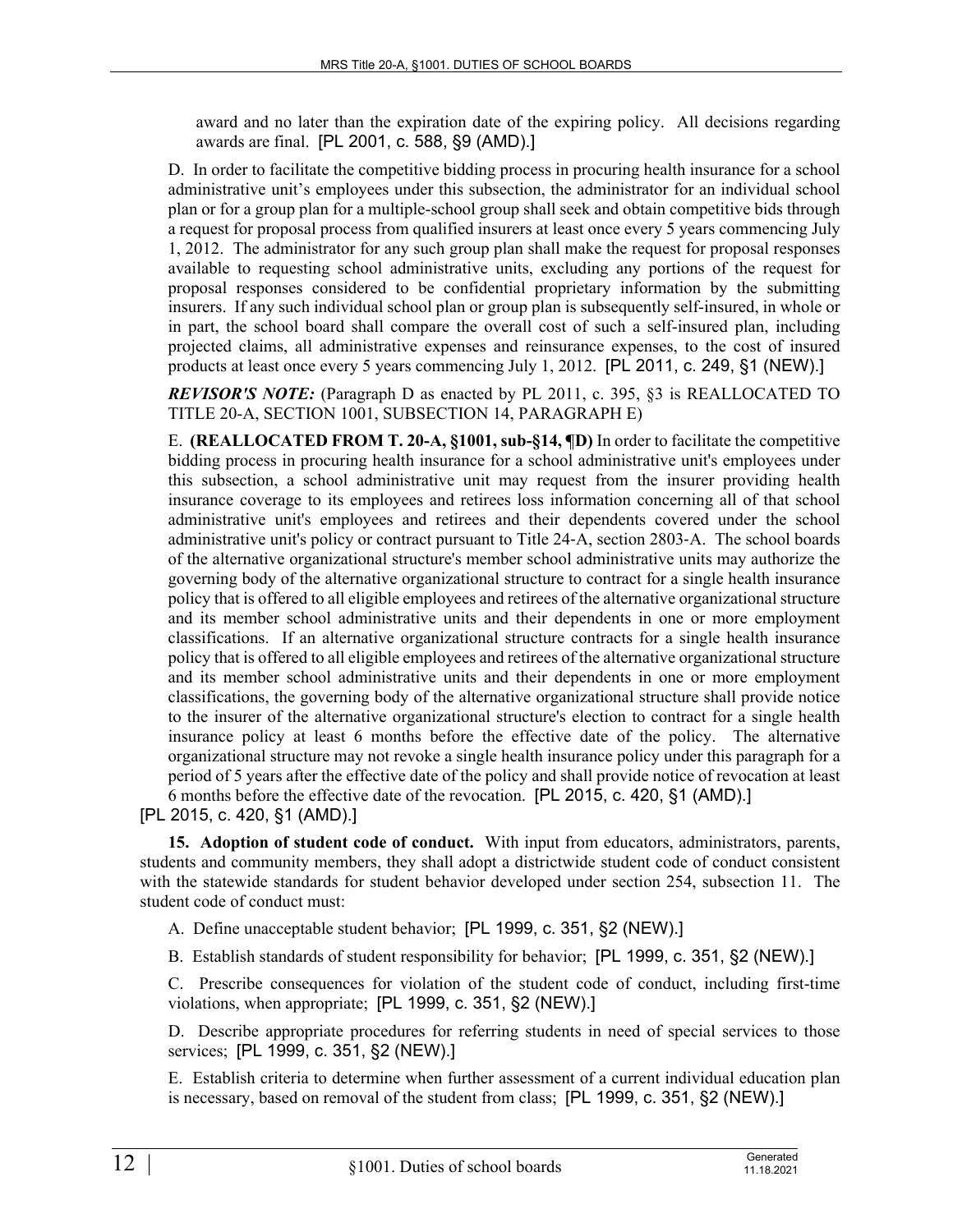award and no later than the expiration date of the expiring policy. All decisions regarding awards are final. [PL 2001, c. 588, §9 (AMD).]

D. In order to facilitate the competitive bidding process in procuring health insurance for a school administrative unit's employees under this subsection, the administrator for an individual school plan or for a group plan for a multiple-school group shall seek and obtain competitive bids through a request for proposal process from qualified insurers at least once every 5 years commencing July 1, 2012. The administrator for any such group plan shall make the request for proposal responses available to requesting school administrative units, excluding any portions of the request for proposal responses considered to be confidential proprietary information by the submitting insurers. If any such individual school plan or group plan is subsequently self-insured, in whole or in part, the school board shall compare the overall cost of such a self-insured plan, including projected claims, all administrative expenses and reinsurance expenses, to the cost of insured products at least once every 5 years commencing July 1, 2012. [PL 2011, c. 249, §1 (NEW).]

***REVISOR'S NOTE:*** (Paragraph D as enacted by PL 2011, c. 395, §3 is REALLOCATED TO TITLE 20-A, SECTION 1001, SUBSECTION 14, PARAGRAPH E)

E. **(REALLOCATED FROM T. 20-A, §1001, sub-§14, ¶D)** In order to facilitate the competitive bidding process in procuring health insurance for a school administrative unit's employees under this subsection, a school administrative unit may request from the insurer providing health insurance coverage to its employees and retirees loss information concerning all of that school administrative unit's employees and retirees and their dependents covered under the school administrative unit's policy or contract pursuant to Title 24-A, section 2803-A. The school boards of the alternative organizational structure's member school administrative units may authorize the governing body of the alternative organizational structure to contract for a single health insurance policy that is offered to all eligible employees and retirees of the alternative organizational structure and its member school administrative units and their dependents in one or more employment classifications. If an alternative organizational structure contracts for a single health insurance policy that is offered to all eligible employees and retirees of the alternative organizational structure and its member school administrative units and their dependents in one or more employment classifications, the governing body of the alternative organizational structure shall provide notice to the insurer of the alternative organizational structure's election to contract for a single health insurance policy at least 6 months before the effective date of the policy. The alternative organizational structure may not revoke a single health insurance policy under this paragraph for a period of 5 years after the effective date of the policy and shall provide notice of revocation at least 6 months before the effective date of the revocation. [PL 2015, c. 420, §1 (AMD).]

[PL 2015, c. 420, §1 (AMD).]

**15. Adoption of student code of conduct.** With input from educators, administrators, parents, students and community members, they shall adopt a districtwide student code of conduct consistent with the statewide standards for student behavior developed under section 254, subsection 11. The student code of conduct must:

A. Define unacceptable student behavior; [PL 1999, c. 351, §2 (NEW).]

B. Establish standards of student responsibility for behavior; [PL 1999, c. 351, §2 (NEW).]

C. Prescribe consequences for violation of the student code of conduct, including first-time violations, when appropriate; [PL 1999, c. 351, §2 (NEW).]

D. Describe appropriate procedures for referring students in need of special services to those services; [PL 1999, c. 351, §2 (NEW).]

E. Establish criteria to determine when further assessment of a current individual education plan is necessary, based on removal of the student from class; [PL 1999, c. 351, §2 (NEW).]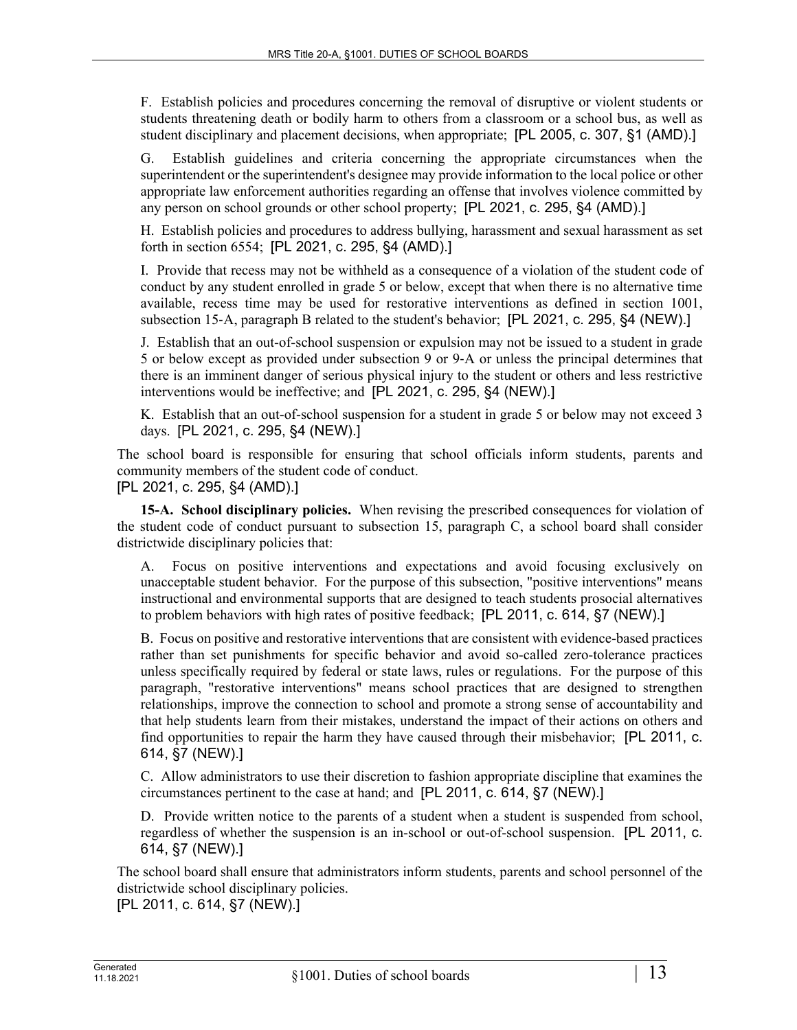F. Establish policies and procedures concerning the removal of disruptive or violent students or students threatening death or bodily harm to others from a classroom or a school bus, as well as student disciplinary and placement decisions, when appropriate; [PL 2005, c. 307, §1 (AMD).]

G. Establish guidelines and criteria concerning the appropriate circumstances when the superintendent or the superintendent's designee may provide information to the local police or other appropriate law enforcement authorities regarding an offense that involves violence committed by any person on school grounds or other school property; [PL 2021, c. 295, §4 (AMD).]

H. Establish policies and procedures to address bullying, harassment and sexual harassment as set forth in section 6554; [PL 2021, c. 295, §4 (AMD).]

I. Provide that recess may not be withheld as a consequence of a violation of the student code of conduct by any student enrolled in grade 5 or below, except that when there is no alternative time available, recess time may be used for restorative interventions as defined in section 1001, subsection 15-A, paragraph B related to the student's behavior; [PL 2021, c. 295, §4 (NEW).]

J. Establish that an out-of-school suspension or expulsion may not be issued to a student in grade 5 or below except as provided under subsection 9 or 9-A or unless the principal determines that there is an imminent danger of serious physical injury to the student or others and less restrictive interventions would be ineffective; and [PL 2021, c. 295, §4 (NEW).]

K. Establish that an out-of-school suspension for a student in grade 5 or below may not exceed 3 days. [PL 2021, c. 295, §4 (NEW).]

The school board is responsible for ensuring that school officials inform students, parents and community members of the student code of conduct.
[PL 2021, c. 295, §4 (AMD).]

**15-A. School disciplinary policies.** When revising the prescribed consequences for violation of the student code of conduct pursuant to subsection 15, paragraph C, a school board shall consider districtwide disciplinary policies that:

A. Focus on positive interventions and expectations and avoid focusing exclusively on unacceptable student behavior. For the purpose of this subsection, "positive interventions" means instructional and environmental supports that are designed to teach students prosocial alternatives to problem behaviors with high rates of positive feedback; [PL 2011, c. 614, §7 (NEW).]

B. Focus on positive and restorative interventions that are consistent with evidence-based practices rather than set punishments for specific behavior and avoid so-called zero-tolerance practices unless specifically required by federal or state laws, rules or regulations. For the purpose of this paragraph, "restorative interventions" means school practices that are designed to strengthen relationships, improve the connection to school and promote a strong sense of accountability and that help students learn from their mistakes, understand the impact of their actions on others and find opportunities to repair the harm they have caused through their misbehavior; [PL 2011, c. 614, §7 (NEW).]

C. Allow administrators to use their discretion to fashion appropriate discipline that examines the circumstances pertinent to the case at hand; and [PL 2011, c. 614, §7 (NEW).]

D. Provide written notice to the parents of a student when a student is suspended from school, regardless of whether the suspension is an in-school or out-of-school suspension. [PL 2011, c. 614, §7 (NEW).]

The school board shall ensure that administrators inform students, parents and school personnel of the districtwide school disciplinary policies.
[PL 2011, c. 614, §7 (NEW).]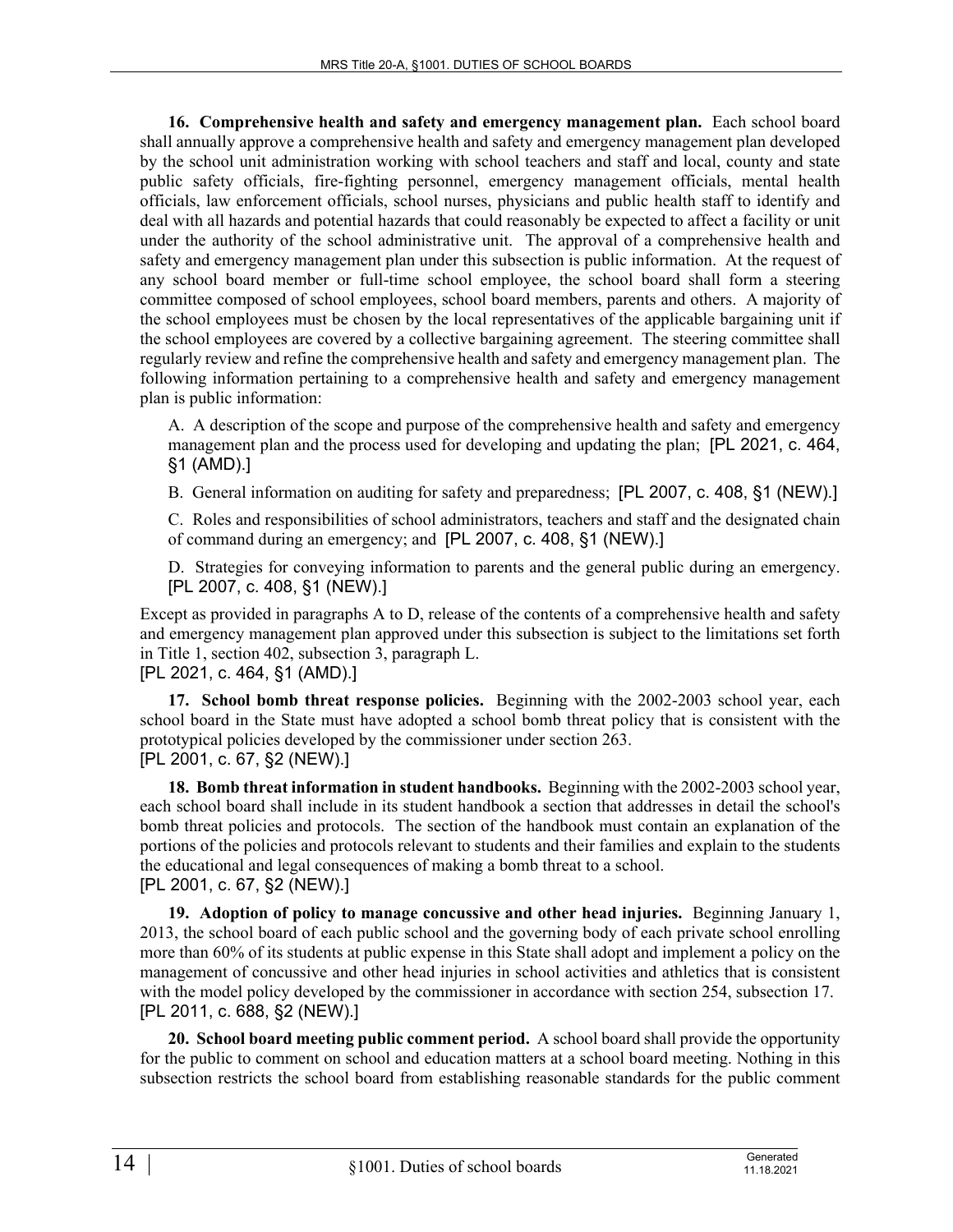**16. Comprehensive health and safety and emergency management plan.** Each school board shall annually approve a comprehensive health and safety and emergency management plan developed by the school unit administration working with school teachers and staff and local, county and state public safety officials, fire-fighting personnel, emergency management officials, mental health officials, law enforcement officials, school nurses, physicians and public health staff to identify and deal with all hazards and potential hazards that could reasonably be expected to affect a facility or unit under the authority of the school administrative unit. The approval of a comprehensive health and safety and emergency management plan under this subsection is public information. At the request of any school board member or full-time school employee, the school board shall form a steering committee composed of school employees, school board members, parents and others. A majority of the school employees must be chosen by the local representatives of the applicable bargaining unit if the school employees are covered by a collective bargaining agreement. The steering committee shall regularly review and refine the comprehensive health and safety and emergency management plan. The following information pertaining to a comprehensive health and safety and emergency management plan is public information:

A. A description of the scope and purpose of the comprehensive health and safety and emergency management plan and the process used for developing and updating the plan; [PL 2021, c. 464, §1 (AMD).]

B. General information on auditing for safety and preparedness; [PL 2007, c. 408, §1 (NEW).]

C. Roles and responsibilities of school administrators, teachers and staff and the designated chain of command during an emergency; and [PL 2007, c. 408, §1 (NEW).]

D. Strategies for conveying information to parents and the general public during an emergency. [PL 2007, c. 408, §1 (NEW).]

Except as provided in paragraphs A to D, release of the contents of a comprehensive health and safety and emergency management plan approved under this subsection is subject to the limitations set forth in Title 1, section 402, subsection 3, paragraph L.

[PL 2021, c. 464, §1 (AMD).]

**17. School bomb threat response policies.** Beginning with the 2002-2003 school year, each school board in the State must have adopted a school bomb threat policy that is consistent with the prototypical policies developed by the commissioner under section 263.

[PL 2001, c. 67, §2 (NEW).]

**18. Bomb threat information in student handbooks.** Beginning with the 2002-2003 school year, each school board shall include in its student handbook a section that addresses in detail the school's bomb threat policies and protocols. The section of the handbook must contain an explanation of the portions of the policies and protocols relevant to students and their families and explain to the students the educational and legal consequences of making a bomb threat to a school.

[PL 2001, c. 67, §2 (NEW).]

**19. Adoption of policy to manage concussive and other head injuries.** Beginning January 1, 2013, the school board of each public school and the governing body of each private school enrolling more than 60% of its students at public expense in this State shall adopt and implement a policy on the management of concussive and other head injuries in school activities and athletics that is consistent with the model policy developed by the commissioner in accordance with section 254, subsection 17.

[PL 2011, c. 688, §2 (NEW).]

**20. School board meeting public comment period.** A school board shall provide the opportunity for the public to comment on school and education matters at a school board meeting. Nothing in this subsection restricts the school board from establishing reasonable standards for the public comment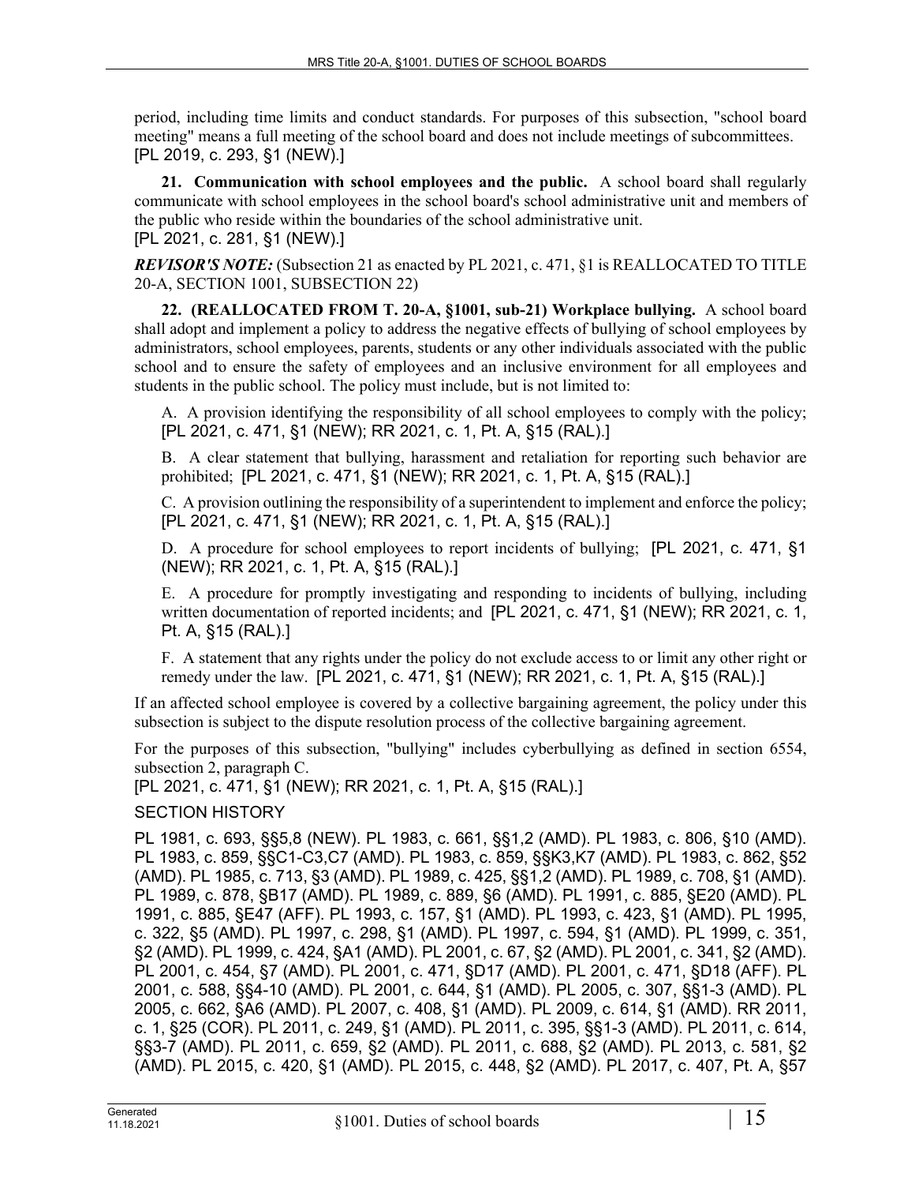period, including time limits and conduct standards. For purposes of this subsection, "school board meeting" means a full meeting of the school board and does not include meetings of subcommittees.
[PL 2019, c. 293, §1 (NEW).]

**21. Communication with school employees and the public.** A school board shall regularly communicate with school employees in the school board's school administrative unit and members of the public who reside within the boundaries of the school administrative unit.
[PL 2021, c. 281, §1 (NEW).]

***REVISOR'S NOTE:*** (Subsection 21 as enacted by PL 2021, c. 471, §1 is REALLOCATED TO TITLE 20-A, SECTION 1001, SUBSECTION 22)

**22. (REALLOCATED FROM T. 20-A, §1001, sub-21) Workplace bullying.** A school board shall adopt and implement a policy to address the negative effects of bullying of school employees by administrators, school employees, parents, students or any other individuals associated with the public school and to ensure the safety of employees and an inclusive environment for all employees and students in the public school. The policy must include, but is not limited to:

A. A provision identifying the responsibility of all school employees to comply with the policy; [PL 2021, c. 471, §1 (NEW); RR 2021, c. 1, Pt. A, §15 (RAL).]

B. A clear statement that bullying, harassment and retaliation for reporting such behavior are prohibited; [PL 2021, c. 471, §1 (NEW); RR 2021, c. 1, Pt. A, §15 (RAL).]

C. A provision outlining the responsibility of a superintendent to implement and enforce the policy; [PL 2021, c. 471, §1 (NEW); RR 2021, c. 1, Pt. A, §15 (RAL).]

D. A procedure for school employees to report incidents of bullying; [PL 2021, c. 471, §1 (NEW); RR 2021, c. 1, Pt. A, §15 (RAL).]

E. A procedure for promptly investigating and responding to incidents of bullying, including written documentation of reported incidents; and [PL 2021, c. 471, §1 (NEW); RR 2021, c. 1, Pt. A, §15 (RAL).]

F. A statement that any rights under the policy do not exclude access to or limit any other right or remedy under the law. [PL 2021, c. 471, §1 (NEW); RR 2021, c. 1, Pt. A, §15 (RAL).]

If an affected school employee is covered by a collective bargaining agreement, the policy under this subsection is subject to the dispute resolution process of the collective bargaining agreement.

For the purposes of this subsection, "bullying" includes cyberbullying as defined in section 6554, subsection 2, paragraph C.
[PL 2021, c. 471, §1 (NEW); RR 2021, c. 1, Pt. A, §15 (RAL).]

SECTION HISTORY

PL 1981, c. 693, §§5,8 (NEW). PL 1983, c. 661, §§1,2 (AMD). PL 1983, c. 806, §10 (AMD). PL 1983, c. 859, §§C1-C3,C7 (AMD). PL 1983, c. 859, §§K3,K7 (AMD). PL 1983, c. 862, §52 (AMD). PL 1985, c. 713, §3 (AMD). PL 1989, c. 425, §§1,2 (AMD). PL 1989, c. 708, §1 (AMD). PL 1989, c. 878, §B17 (AMD). PL 1989, c. 889, §6 (AMD). PL 1991, c. 885, §E20 (AMD). PL 1991, c. 885, §E47 (AFF). PL 1993, c. 157, §1 (AMD). PL 1993, c. 423, §1 (AMD). PL 1995, c. 322, §5 (AMD). PL 1997, c. 298, §1 (AMD). PL 1997, c. 594, §1 (AMD). PL 1999, c. 351, §2 (AMD). PL 1999, c. 424, §A1 (AMD). PL 2001, c. 67, §2 (AMD). PL 2001, c. 341, §2 (AMD). PL 2001, c. 454, §7 (AMD). PL 2001, c. 471, §D17 (AMD). PL 2001, c. 471, §D18 (AFF). PL 2001, c. 588, §§4-10 (AMD). PL 2001, c. 644, §1 (AMD). PL 2005, c. 307, §§1-3 (AMD). PL 2005, c. 662, §A6 (AMD). PL 2007, c. 408, §1 (AMD). PL 2009, c. 614, §1 (AMD). RR 2011, c. 1, §25 (COR). PL 2011, c. 249, §1 (AMD). PL 2011, c. 395, §§1-3 (AMD). PL 2011, c. 614, §§3-7 (AMD). PL 2011, c. 659, §2 (AMD). PL 2011, c. 688, §2 (AMD). PL 2013, c. 581, §2 (AMD). PL 2015, c. 420, §1 (AMD). PL 2015, c. 448, §2 (AMD). PL 2017, c. 407, Pt. A, §57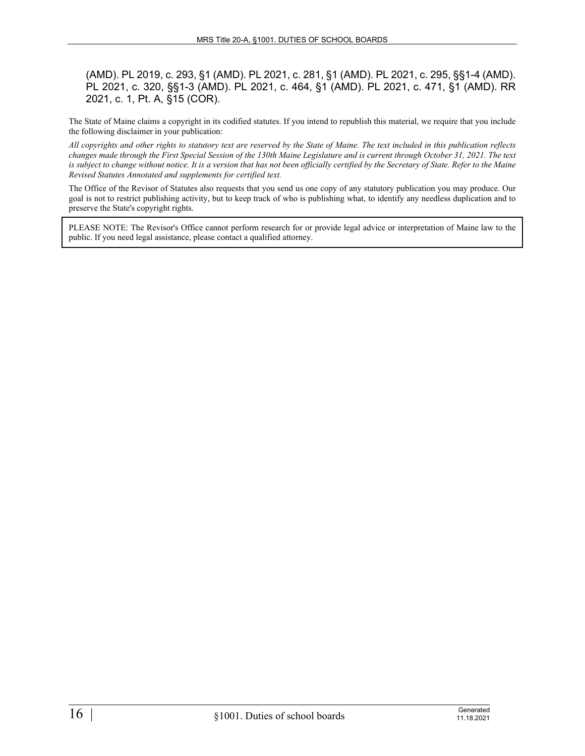(AMD). PL 2019, c. 293, §1 (AMD). PL 2021, c. 281, §1 (AMD). PL 2021, c. 295, §§1-4 (AMD). PL 2021, c. 320, §§1-3 (AMD). PL 2021, c. 464, §1 (AMD). PL 2021, c. 471, §1 (AMD). RR 2021, c. 1, Pt. A, §15 (COR).

The State of Maine claims a copyright in its codified statutes. If you intend to republish this material, we require that you include the following disclaimer in your publication:

*All copyrights and other rights to statutory text are reserved by the State of Maine. The text included in this publication reflects changes made through the First Special Session of the 130th Maine Legislature and is current through October 31, 2021. The text is subject to change without notice. It is a version that has not been officially certified by the Secretary of State. Refer to the Maine Revised Statutes Annotated and supplements for certified text.*

The Office of the Revisor of Statutes also requests that you send us one copy of any statutory publication you may produce. Our goal is not to restrict publishing activity, but to keep track of who is publishing what, to identify any needless duplication and to preserve the State's copyright rights.

PLEASE NOTE: The Revisor's Office cannot perform research for or provide legal advice or interpretation of Maine law to the public. If you need legal assistance, please contact a qualified attorney.